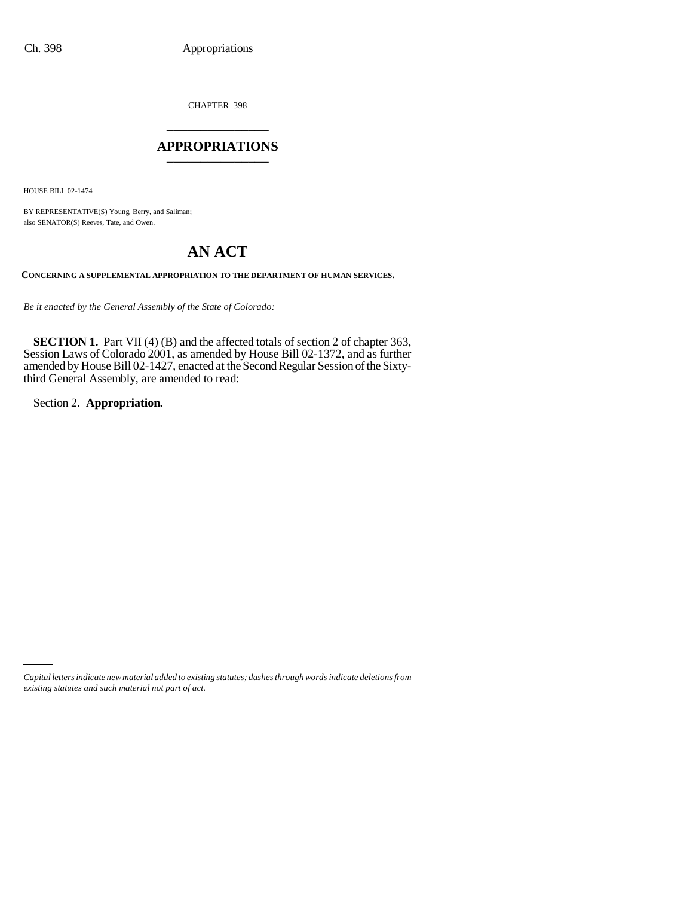CHAPTER 398

# APPROPRIATIONS

HOUSE BILL 02-1474

BY REPRESENTATIVE(S) Young, Berry, and Saliman;
also SENATOR(S) Reeves, Tate, and Owen.

# AN ACT

**CONCERNING A SUPPLEMENTAL APPROPRIATION TO THE DEPARTMENT OF HUMAN SERVICES.**

*Be it enacted by the General Assembly of the State of Colorado:*

**SECTION 1.** Part VII (4) (B) and the affected totals of section 2 of chapter 363, Session Laws of Colorado 2001, as amended by House Bill 02-1372, and as further amended by House Bill 02-1427, enacted at the Second Regular Session of the Sixty-third General Assembly, are amended to read:

Section 2. **Appropriation.**

*Capital letters indicate new material added to existing statutes; dashes through words indicate deletions from existing statutes and such material not part of act.*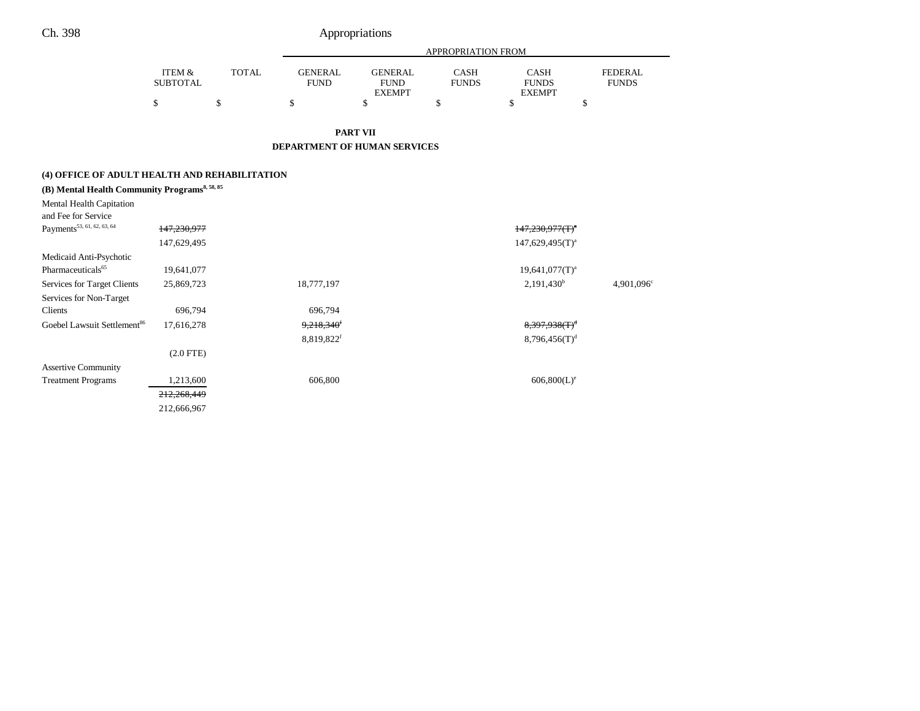Ch. 398 Appropriations

| | ITEM & SUBTOTAL | TOTAL | GENERAL FUND | GENERAL FUND EXEMPT | CASH FUNDS | CASH FUNDS EXEMPT | FEDERAL FUNDS |
|---|---|---|---|---|---|---|---|
| | | | APPROPRIATION FROM | | | | |
| | $ | $ | $ | $ | $ | $ | $ |

**PART VII**

**DEPARTMENT OF HUMAN SERVICES**

**(4) OFFICE OF ADULT HEALTH AND REHABILITATION**

**(B) Mental Health Community Programs**[8, 58, 85]

| | ITEM & SUBTOTAL | TOTAL | GENERAL FUND | GENERAL FUND EXEMPT | CASH FUNDS | CASH FUNDS EXEMPT | FEDERAL FUNDS |
|---|---|---|---|---|---|---|---|
| Mental Health Capitation and Fee for Service Payments[53, 61, 62, 63, 64] | ~~147,230,977~~ | | | | | ~~147,230,977(T)~~[a] | |
| | 147,629,495 | | | | | 147,629,495(T)[a] | |
| Medicaid Anti-Psychotic Pharmaceuticals[65] | 19,641,077 | | | | | 19,641,077(T)[a] | |
| Services for Target Clients | 25,869,723 | | 18,777,197 | | | 2,191,430[b] | 4,901,096[c] |
| Services for Non-Target Clients | 696,794 | | 696,794 | | | | |
| Goebel Lawsuit Settlement[86] | 17,616,278 | | ~~9,218,340~~[f] | | | ~~8,397,938(T)~~[d] | |
| | | | 8,819,822[f] | | | 8,796,456(T)[d] | |
| | (2.0 FTE) | | | | | | |
| Assertive Community Treatment Programs | 1,213,600 | | 606,800 | | | 606,800(L)[e] | |
| | ~~212,268,449~~ | | | | | | |
| | 212,666,967 | | | | | | |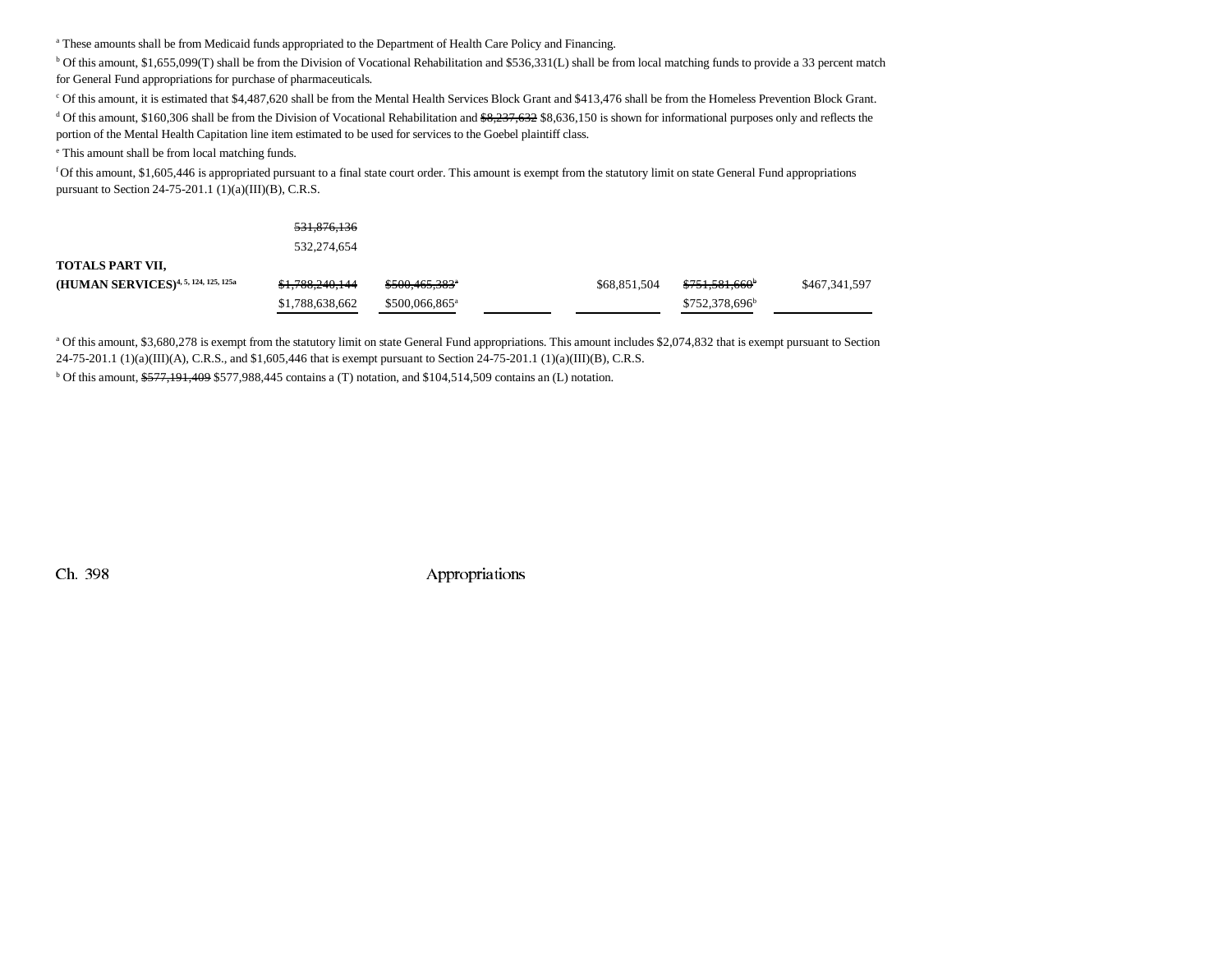[a] These amounts shall be from Medicaid funds appropriated to the Department of Health Care Policy and Financing.

[b] Of this amount, $1,655,099(T) shall be from the Division of Vocational Rehabilitation and $536,331(L) shall be from local matching funds to provide a 33 percent match for General Fund appropriations for purchase of pharmaceuticals.

[c] Of this amount, it is estimated that $4,487,620 shall be from the Mental Health Services Block Grant and $413,476 shall be from the Homeless Prevention Block Grant.

[d] Of this amount, $160,306 shall be from the Division of Vocational Rehabilitation and ~~$8,237,632~~ $8,636,150 is shown for informational purposes only and reflects the portion of the Mental Health Capitation line item estimated to be used for services to the Goebel plaintiff class.

[e] This amount shall be from local matching funds.

[f] Of this amount, $1,605,446 is appropriated pursuant to a final state court order. This amount is exempt from the statutory limit on state General Fund appropriations pursuant to Section 24-75-201.1 (1)(a)(III)(B), C.R.S.

| | | | | | | |
|---|---|---|---|---|---|---|
| | ~~531,876,136~~ 532,274,654 | | | | | |
| **TOTALS PART VII, (HUMAN SERVICES)**[4, 5, 124, 125, 125a] | ~~$1,788,240,144~~ $1,788,638,662 | ~~$500,465,383~~[a] $500,066,865[a] | | $68,851,504 | ~~$751,581,660~~[b] $752,378,696[b] | $467,341,597 |

[a] Of this amount, $3,680,278 is exempt from the statutory limit on state General Fund appropriations. This amount includes $2,074,832 that is exempt pursuant to Section 24-75-201.1 (1)(a)(III)(A), C.R.S., and $1,605,446 that is exempt pursuant to Section 24-75-201.1 (1)(a)(III)(B), C.R.S.

[b] Of this amount, ~~$577,191,409~~ $577,988,445 contains a (T) notation, and $104,514,509 contains an (L) notation.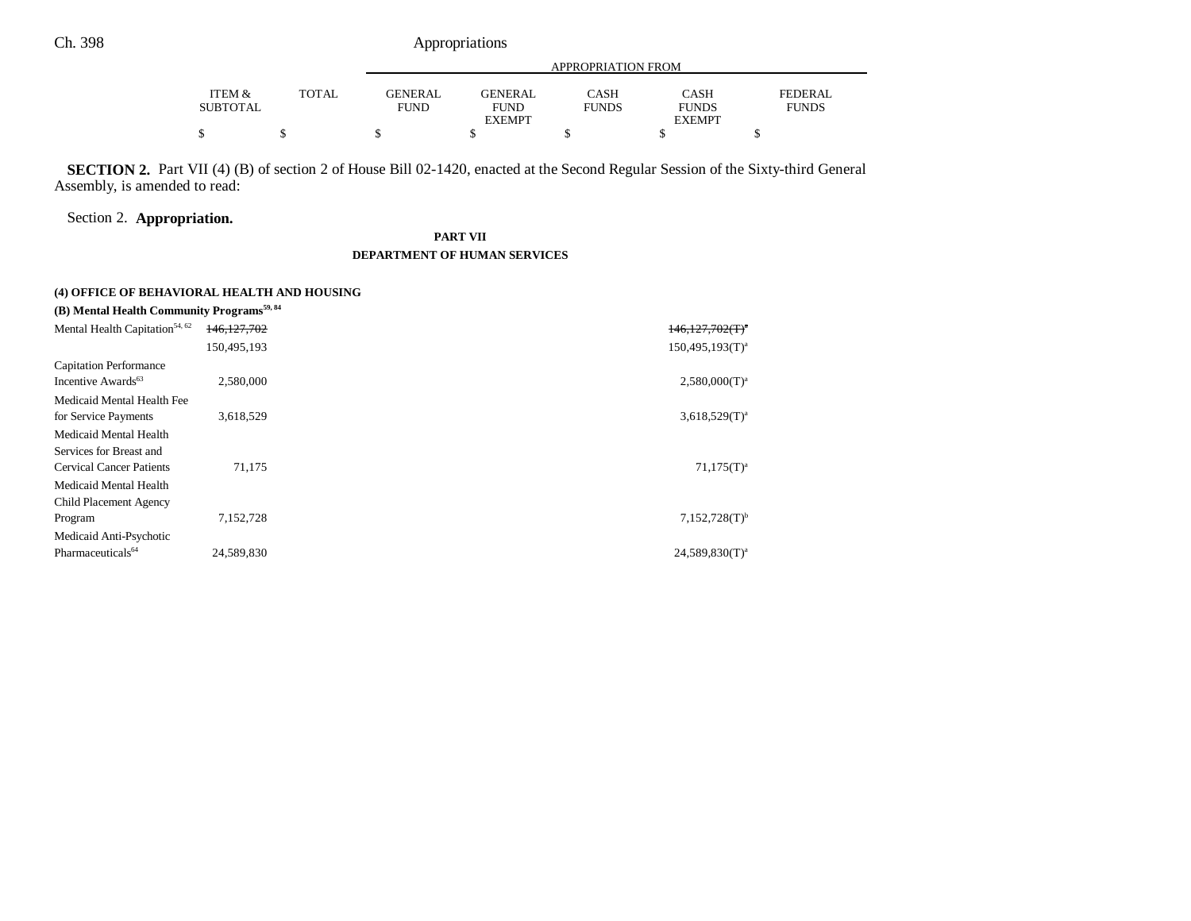|  | ITEM & SUBTOTAL | TOTAL | APPROPRIATION FROM GENERAL FUND | GENERAL FUND EXEMPT | CASH FUNDS | CASH FUNDS EXEMPT | FEDERAL FUNDS |
|---|---|---|---|---|---|---|---|
|  | $ | $ | $ | $ | $ | $ | $ |

**SECTION 2.** Part VII (4) (B) of section 2 of House Bill 02-1420, enacted at the Second Regular Session of the Sixty-third General Assembly, is amended to read:

Section 2. **Appropriation.**

**PART VII**

**DEPARTMENT OF HUMAN SERVICES**

**(4) OFFICE OF BEHAVIORAL HEALTH AND HOUSING**

**(B) Mental Health Community Programs**[59, 84]

|  | ITEM & SUBTOTAL | TOTAL | GENERAL FUND | GENERAL FUND EXEMPT | CASH FUNDS | CASH FUNDS EXEMPT | FEDERAL FUNDS |
|---|---|---|---|---|---|---|---|
| Mental Health Capitation[54, 62] | ~~146,127,702~~ |  |  |  |  | ~~146,127,702(T)~~[a] |  |
|  | 150,495,193 |  |  |  |  | 150,495,193(T)[a] |  |
| Capitation Performance Incentive Awards[63] | 2,580,000 |  |  |  |  | 2,580,000(T)[a] |  |
| Medicaid Mental Health Fee for Service Payments | 3,618,529 |  |  |  |  | 3,618,529(T)[a] |  |
| Medicaid Mental Health Services for Breast and Cervical Cancer Patients | 71,175 |  |  |  |  | 71,175(T)[a] |  |
| Medicaid Mental Health Child Placement Agency Program | 7,152,728 |  |  |  |  | 7,152,728(T)[b] |  |
| Medicaid Anti-Psychotic Pharmaceuticals[64] | 24,589,830 |  |  |  |  | 24,589,830(T)[a] |  |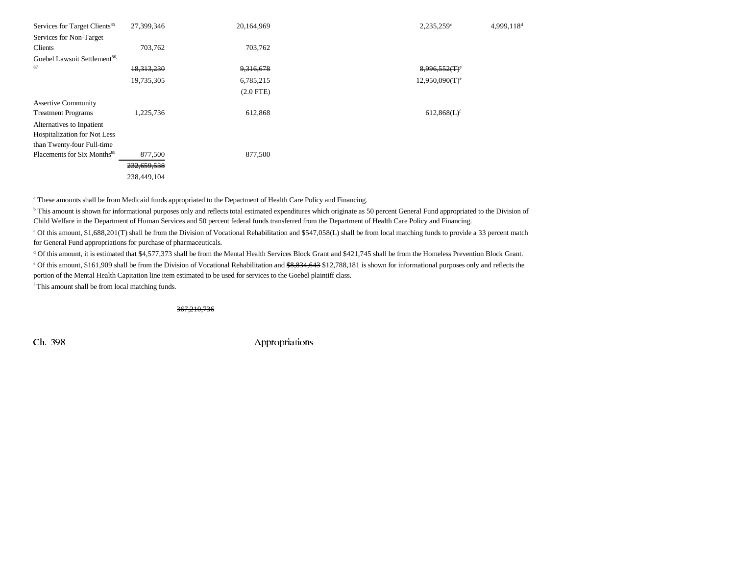| | | | | | |
|---|---|---|---|---|---|
| Services for Target Clients[85] | 27,399,346 | 20,164,969 | | 2,235,259[c] | 4,999,118[d] |
| Services for Non-Target Clients | 703,762 | 703,762 | | | |
| Goebel Lawsuit Settlement[86, 87] | ~~18,313,230~~ | ~~9,316,678~~ | | ~~8,996,552(T)[e]~~ | |
| | 19,735,305 | 6,785,215 | | 12,950,090(T)[e] | |
| | | (2.0 FTE) | | | |
| Assertive Community Treatment Programs | 1,225,736 | 612,868 | | 612,868(L)[f] | |
| Alternatives to Inpatient Hospitalization for Not Less than Twenty-four Full-time Placements for Six Months[88] | 877,500 | 877,500 | | | |
| | ~~232,659,538~~ | | | | |
| | 238,449,104 | | | | |

[a] These amounts shall be from Medicaid funds appropriated to the Department of Health Care Policy and Financing.

[b] This amount is shown for informational purposes only and reflects total estimated expenditures which originate as 50 percent General Fund appropriated to the Division of Child Welfare in the Department of Human Services and 50 percent federal funds transferred from the Department of Health Care Policy and Financing.

[c] Of this amount, $1,688,201(T) shall be from the Division of Vocational Rehabilitation and $547,058(L) shall be from local matching funds to provide a 33 percent match for General Fund appropriations for purchase of pharmaceuticals.

[d] Of this amount, it is estimated that $4,577,373 shall be from the Mental Health Services Block Grant and $421,745 shall be from the Homeless Prevention Block Grant.

[e] Of this amount, $161,909 shall be from the Division of Vocational Rehabilitation and ~~$8,834,643~~ $12,788,181 is shown for informational purposes only and reflects the portion of the Mental Health Capitation line item estimated to be used for services to the Goebel plaintiff class.

[f] This amount shall be from local matching funds.

~~367,210,736~~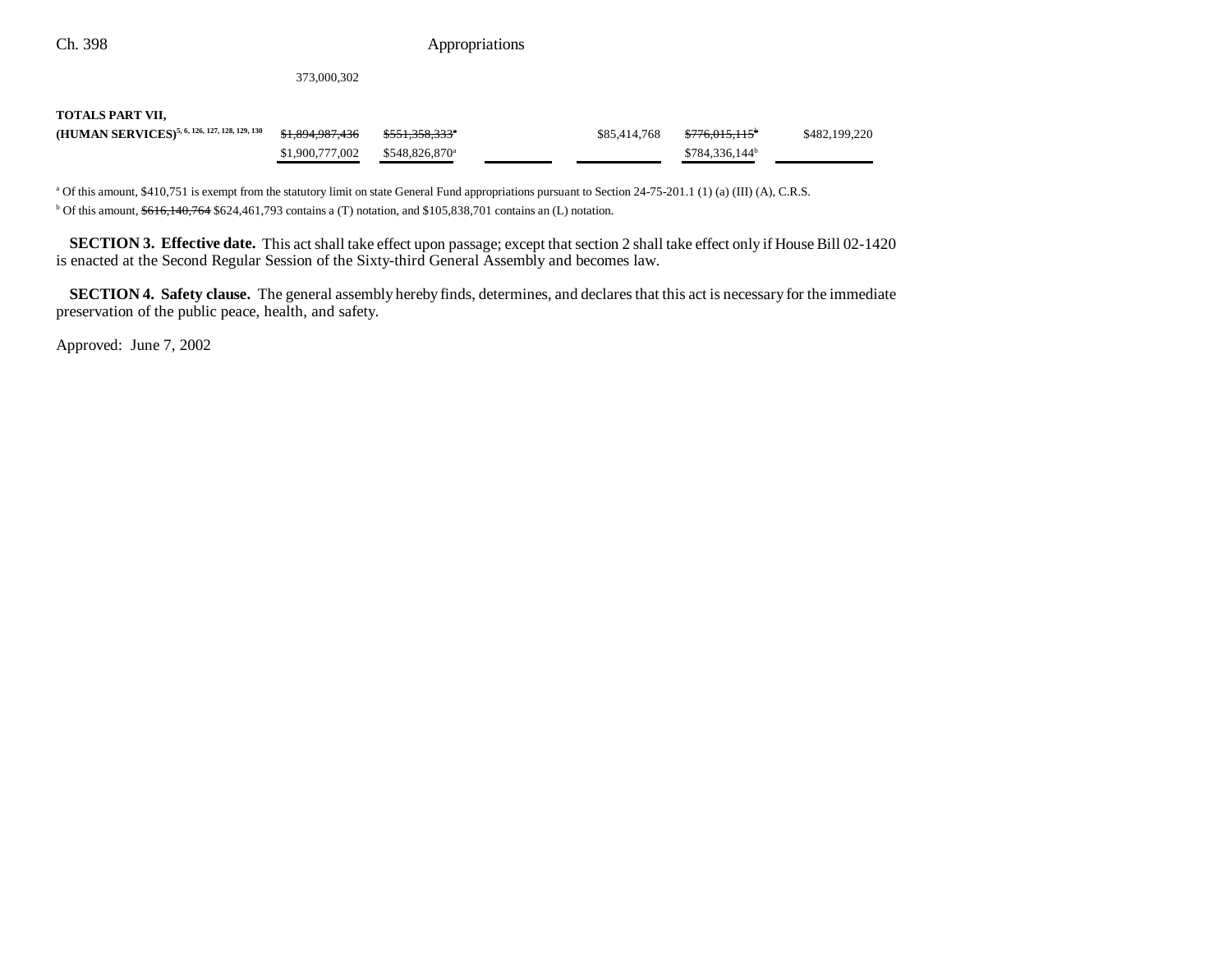373,000,302

| | | | | | | |
|---|---|---|---|---|---|---|
| **TOTALS PART VII, (HUMAN SERVICES)**[5, 6, 126, 127, 128, 129, 130] | ~~$1,894,987,436~~ | ~~$551,358,333~~[a] | | $85,414,768 | ~~$776,015,115~~[b] | $482,199,220 |
| | $1,900,777,002 | $548,826,870[a] | | | $784,336,144[b] | |

[a] Of this amount, $410,751 is exempt from the statutory limit on state General Fund appropriations pursuant to Section 24-75-201.1 (1) (a) (III) (A), C.R.S.

[b] Of this amount, ~~$616,140,764~~ $624,461,793 contains a (T) notation, and $105,838,701 contains an (L) notation.

**SECTION 3. Effective date.** This act shall take effect upon passage; except that section 2 shall take effect only if House Bill 02-1420 is enacted at the Second Regular Session of the Sixty-third General Assembly and becomes law.

**SECTION 4. Safety clause.** The general assembly hereby finds, determines, and declares that this act is necessary for the immediate preservation of the public peace, health, and safety.

Approved: June 7, 2002